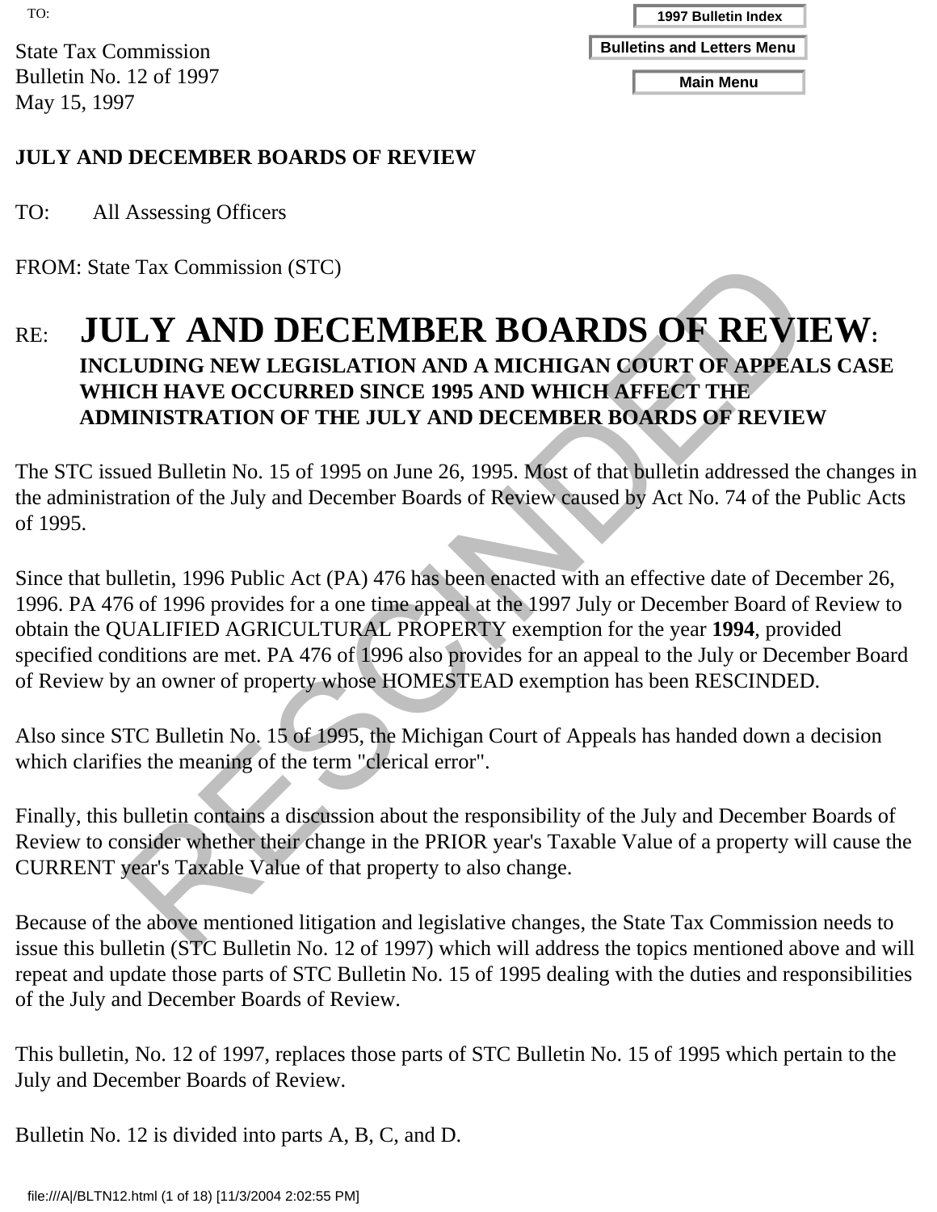TO:

State Tax Commission
Bulletin No. 12 of 1997
May 15, 1997

**JULY AND DECEMBER BOARDS OF REVIEW**

TO: All Assessing Officers

FROM: State Tax Commission (STC)

RE: **JULY AND DECEMBER BOARDS OF REVIEW: INCLUDING NEW LEGISLATION AND A MICHIGAN COURT OF APPEALS CASE WHICH HAVE OCCURRED SINCE 1995 AND WHICH AFFECT THE ADMINISTRATION OF THE JULY AND DECEMBER BOARDS OF REVIEW**

The STC issued Bulletin No. 15 of 1995 on June 26, 1995. Most of that bulletin addressed the changes in the administration of the July and December Boards of Review caused by Act No. 74 of the Public Acts of 1995.

Since that bulletin, 1996 Public Act (PA) 476 has been enacted with an effective date of December 26, 1996. PA 476 of 1996 provides for a one time appeal at the 1997 July or December Board of Review to obtain the QUALIFIED AGRICULTURAL PROPERTY exemption for the year **1994**, provided specified conditions are met. PA 476 of 1996 also provides for an appeal to the July or December Board of Review by an owner of property whose HOMESTEAD exemption has been RESCINDED.

Also since STC Bulletin No. 15 of 1995, the Michigan Court of Appeals has handed down a decision which clarifies the meaning of the term "clerical error".

Finally, this bulletin contains a discussion about the responsibility of the July and December Boards of Review to consider whether their change in the PRIOR year's Taxable Value of a property will cause the CURRENT year's Taxable Value of that property to also change.

Because of the above mentioned litigation and legislative changes, the State Tax Commission needs to issue this bulletin (STC Bulletin No. 12 of 1997) which will address the topics mentioned above and will repeat and update those parts of STC Bulletin No. 15 of 1995 dealing with the duties and responsibilities of the July and December Boards of Review.

This bulletin, No. 12 of 1997, replaces those parts of STC Bulletin No. 15 of 1995 which pertain to the July and December Boards of Review.

Bulletin No. 12 is divided into parts A, B, C, and D.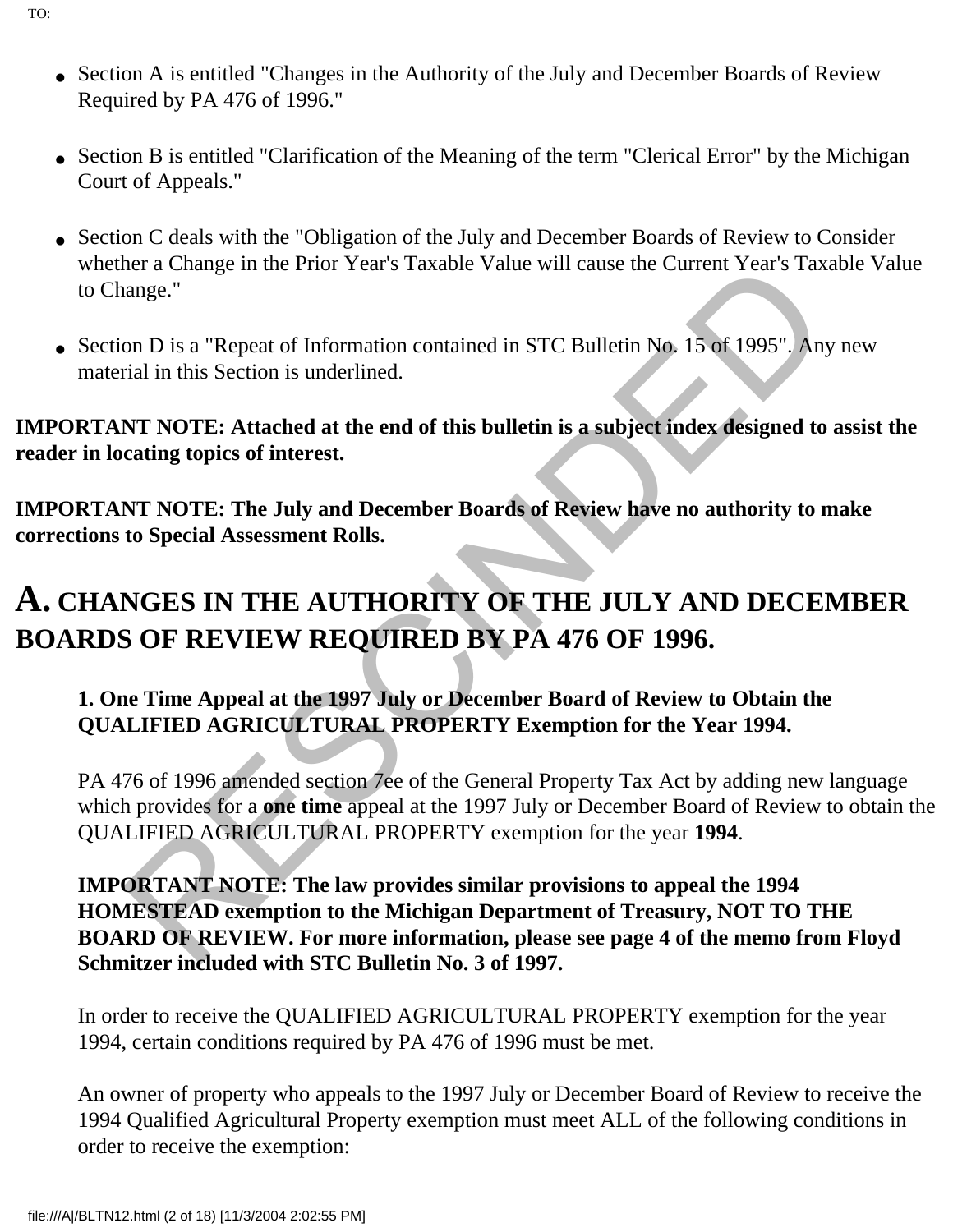- Section A is entitled "Changes in the Authority of the July and December Boards of Review Required by PA 476 of 1996."
- Section B is entitled "Clarification of the Meaning of the term "Clerical Error" by the Michigan Court of Appeals."
- Section C deals with the "Obligation of the July and December Boards of Review to Consider whether a Change in the Prior Year's Taxable Value will cause the Current Year's Taxable Value to Change."
- Section D is a "Repeat of Information contained in STC Bulletin No. 15 of 1995". Any new material in this Section is underlined.

**IMPORTANT NOTE: Attached at the end of this bulletin is a subject index designed to assist the reader in locating topics of interest.**

**IMPORTANT NOTE: The July and December Boards of Review have no authority to make corrections to Special Assessment Rolls.**

# A. CHANGES IN THE AUTHORITY OF THE JULY AND DECEMBER BOARDS OF REVIEW REQUIRED BY PA 476 OF 1996.

**1. One Time Appeal at the 1997 July or December Board of Review to Obtain the QUALIFIED AGRICULTURAL PROPERTY Exemption for the Year 1994.**

PA 476 of 1996 amended section 7ee of the General Property Tax Act by adding new language which provides for a **one time** appeal at the 1997 July or December Board of Review to obtain the QUALIFIED AGRICULTURAL PROPERTY exemption for the year **1994**.

**IMPORTANT NOTE: The law provides similar provisions to appeal the 1994 HOMESTEAD exemption to the Michigan Department of Treasury, NOT TO THE BOARD OF REVIEW. For more information, please see page 4 of the memo from Floyd Schmitzer included with STC Bulletin No. 3 of 1997.**

In order to receive the QUALIFIED AGRICULTURAL PROPERTY exemption for the year 1994, certain conditions required by PA 476 of 1996 must be met.

An owner of property who appeals to the 1997 July or December Board of Review to receive the 1994 Qualified Agricultural Property exemption must meet ALL of the following conditions in order to receive the exemption: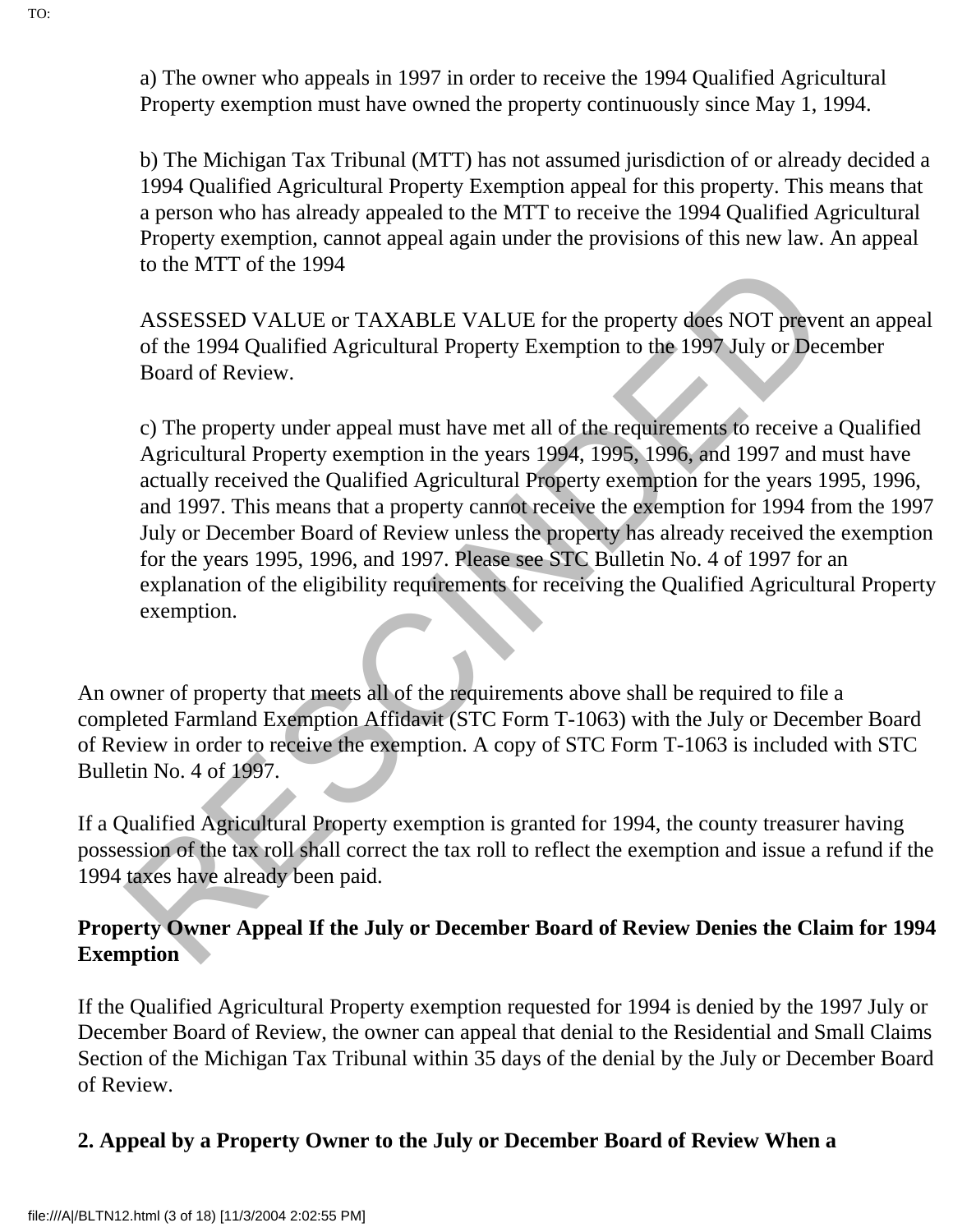a) The owner who appeals in 1997 in order to receive the 1994 Qualified Agricultural Property exemption must have owned the property continuously since May 1, 1994.

b) The Michigan Tax Tribunal (MTT) has not assumed jurisdiction of or already decided a 1994 Qualified Agricultural Property Exemption appeal for this property. This means that a person who has already appealed to the MTT to receive the 1994 Qualified Agricultural Property exemption, cannot appeal again under the provisions of this new law. An appeal to the MTT of the 1994

ASSESSED VALUE or TAXABLE VALUE for the property does NOT prevent an appeal of the 1994 Qualified Agricultural Property Exemption to the 1997 July or December Board of Review.

c) The property under appeal must have met all of the requirements to receive a Qualified Agricultural Property exemption in the years 1994, 1995, 1996, and 1997 and must have actually received the Qualified Agricultural Property exemption for the years 1995, 1996, and 1997. This means that a property cannot receive the exemption for 1994 from the 1997 July or December Board of Review unless the property has already received the exemption for the years 1995, 1996, and 1997. Please see STC Bulletin No. 4 of 1997 for an explanation of the eligibility requirements for receiving the Qualified Agricultural Property exemption.

An owner of property that meets all of the requirements above shall be required to file a completed Farmland Exemption Affidavit (STC Form T-1063) with the July or December Board of Review in order to receive the exemption. A copy of STC Form T-1063 is included with STC Bulletin No. 4 of 1997.

If a Qualified Agricultural Property exemption is granted for 1994, the county treasurer having possession of the tax roll shall correct the tax roll to reflect the exemption and issue a refund if the 1994 taxes have already been paid.

**Property Owner Appeal If the July or December Board of Review Denies the Claim for 1994 Exemption**

If the Qualified Agricultural Property exemption requested for 1994 is denied by the 1997 July or December Board of Review, the owner can appeal that denial to the Residential and Small Claims Section of the Michigan Tax Tribunal within 35 days of the denial by the July or December Board of Review.

**2. Appeal by a Property Owner to the July or December Board of Review When a**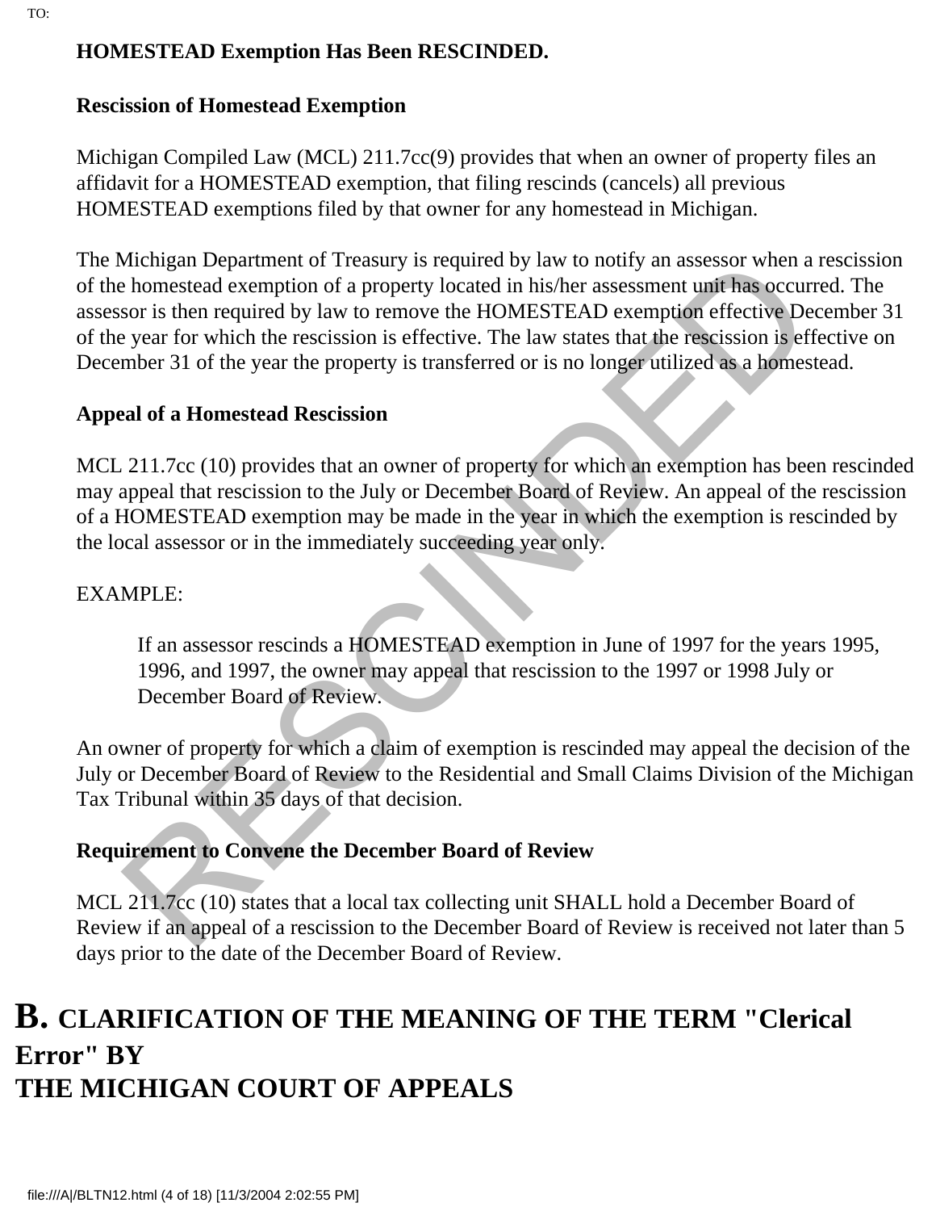**HOMESTEAD Exemption Has Been RESCINDED.**

**Rescission of Homestead Exemption**

Michigan Compiled Law (MCL) 211.7cc(9) provides that when an owner of property files an affidavit for a HOMESTEAD exemption, that filing rescinds (cancels) all previous HOMESTEAD exemptions filed by that owner for any homestead in Michigan.

The Michigan Department of Treasury is required by law to notify an assessor when a rescission of the homestead exemption of a property located in his/her assessment unit has occurred. The assessor is then required by law to remove the HOMESTEAD exemption effective December 31 of the year for which the rescission is effective. The law states that the rescission is effective on December 31 of the year the property is transferred or is no longer utilized as a homestead.

**Appeal of a Homestead Rescission**

MCL 211.7cc (10) provides that an owner of property for which an exemption has been rescinded may appeal that rescission to the July or December Board of Review. An appeal of the rescission of a HOMESTEAD exemption may be made in the year in which the exemption is rescinded by the local assessor or in the immediately succeeding year only.

EXAMPLE:

> If an assessor rescinds a HOMESTEAD exemption in June of 1997 for the years 1995, 1996, and 1997, the owner may appeal that rescission to the 1997 or 1998 July or December Board of Review.

An owner of property for which a claim of exemption is rescinded may appeal the decision of the July or December Board of Review to the Residential and Small Claims Division of the Michigan Tax Tribunal within 35 days of that decision.

**Requirement to Convene the December Board of Review**

MCL 211.7cc (10) states that a local tax collecting unit SHALL hold a December Board of Review if an appeal of a rescission to the December Board of Review is received not later than 5 days prior to the date of the December Board of Review.

## B. CLARIFICATION OF THE MEANING OF THE TERM "Clerical Error" BY THE MICHIGAN COURT OF APPEALS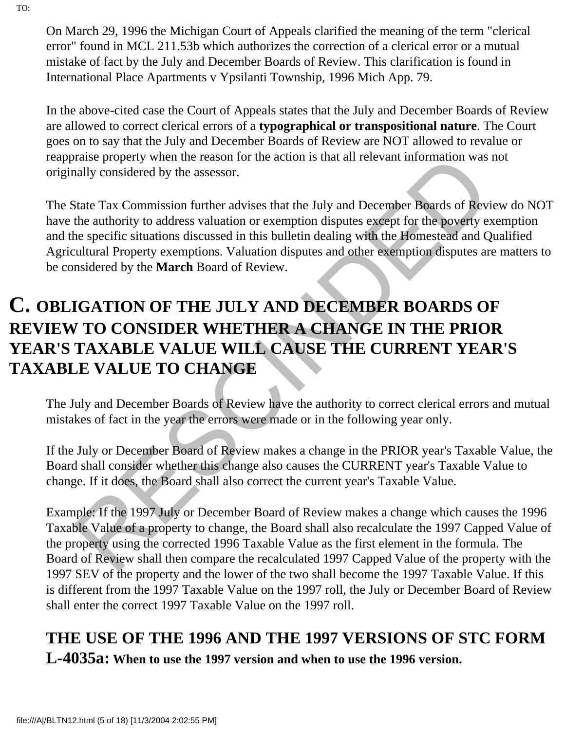On March 29, 1996 the Michigan Court of Appeals clarified the meaning of the term "clerical error" found in MCL 211.53b which authorizes the correction of a clerical error or a mutual mistake of fact by the July and December Boards of Review. This clarification is found in International Place Apartments v Ypsilanti Township, 1996 Mich App. 79.

In the above-cited case the Court of Appeals states that the July and December Boards of Review are allowed to correct clerical errors of a **typographical or transpositional nature**. The Court goes on to say that the July and December Boards of Review are NOT allowed to revalue or reappraise property when the reason for the action is that all relevant information was not originally considered by the assessor.

The State Tax Commission further advises that the July and December Boards of Review do NOT have the authority to address valuation or exemption disputes except for the poverty exemption and the specific situations discussed in this bulletin dealing with the Homestead and Qualified Agricultural Property exemptions. Valuation disputes and other exemption disputes are matters to be considered by the **March** Board of Review.

## C. OBLIGATION OF THE JULY AND DECEMBER BOARDS OF REVIEW TO CONSIDER WHETHER A CHANGE IN THE PRIOR YEAR'S TAXABLE VALUE WILL CAUSE THE CURRENT YEAR'S TAXABLE VALUE TO CHANGE

The July and December Boards of Review have the authority to correct clerical errors and mutual mistakes of fact in the year the errors were made or in the following year only.

If the July or December Board of Review makes a change in the PRIOR year's Taxable Value, the Board shall consider whether this change also causes the CURRENT year's Taxable Value to change. If it does, the Board shall also correct the current year's Taxable Value.

Example: If the 1997 July or December Board of Review makes a change which causes the 1996 Taxable Value of a property to change, the Board shall also recalculate the 1997 Capped Value of the property using the corrected 1996 Taxable Value as the first element in the formula. The Board of Review shall then compare the recalculated 1997 Capped Value of the property with the 1997 SEV of the property and the lower of the two shall become the 1997 Taxable Value. If this is different from the 1997 Taxable Value on the 1997 roll, the July or December Board of Review shall enter the correct 1997 Taxable Value on the 1997 roll.

### THE USE OF THE 1996 AND THE 1997 VERSIONS OF STC FORM L-4035a: When to use the 1997 version and when to use the 1996 version.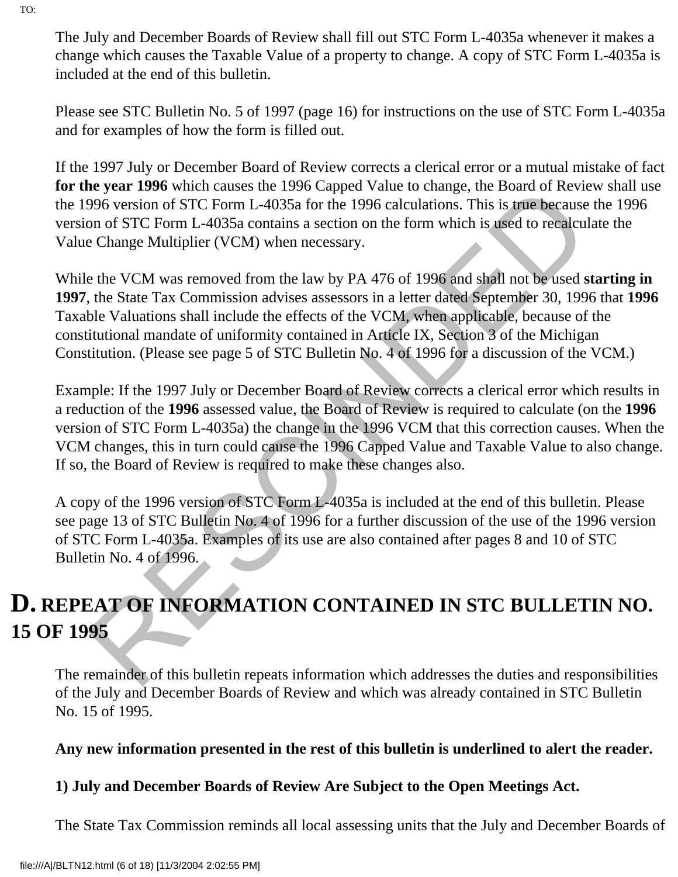The July and December Boards of Review shall fill out STC Form L-4035a whenever it makes a change which causes the Taxable Value of a property to change. A copy of STC Form L-4035a is included at the end of this bulletin.

Please see STC Bulletin No. 5 of 1997 (page 16) for instructions on the use of STC Form L-4035a and for examples of how the form is filled out.

If the 1997 July or December Board of Review corrects a clerical error or a mutual mistake of fact **for the year 1996** which causes the 1996 Capped Value to change, the Board of Review shall use the 1996 version of STC Form L-4035a for the 1996 calculations. This is true because the 1996 version of STC Form L-4035a contains a section on the form which is used to recalculate the Value Change Multiplier (VCM) when necessary.

While the VCM was removed from the law by PA 476 of 1996 and shall not be used **starting in 1997**, the State Tax Commission advises assessors in a letter dated September 30, 1996 that **1996** Taxable Valuations shall include the effects of the VCM, when applicable, because of the constitutional mandate of uniformity contained in Article IX, Section 3 of the Michigan Constitution. (Please see page 5 of STC Bulletin No. 4 of 1996 for a discussion of the VCM.)

Example: If the 1997 July or December Board of Review corrects a clerical error which results in a reduction of the **1996** assessed value, the Board of Review is required to calculate (on the **1996** version of STC Form L-4035a) the change in the 1996 VCM that this correction causes. When the VCM changes, this in turn could cause the 1996 Capped Value and Taxable Value to also change. If so, the Board of Review is required to make these changes also.

A copy of the 1996 version of STC Form L-4035a is included at the end of this bulletin. Please see page 13 of STC Bulletin No. 4 of 1996 for a further discussion of the use of the 1996 version of STC Form L-4035a. Examples of its use are also contained after pages 8 and 10 of STC Bulletin No. 4 of 1996.

## D. REPEAT OF INFORMATION CONTAINED IN STC BULLETIN NO. 15 OF 1995

The remainder of this bulletin repeats information which addresses the duties and responsibilities of the July and December Boards of Review and which was already contained in STC Bulletin No. 15 of 1995.

**Any new information presented in the rest of this bulletin is underlined to alert the reader.**

**1) July and December Boards of Review Are Subject to the Open Meetings Act.**

The State Tax Commission reminds all local assessing units that the July and December Boards of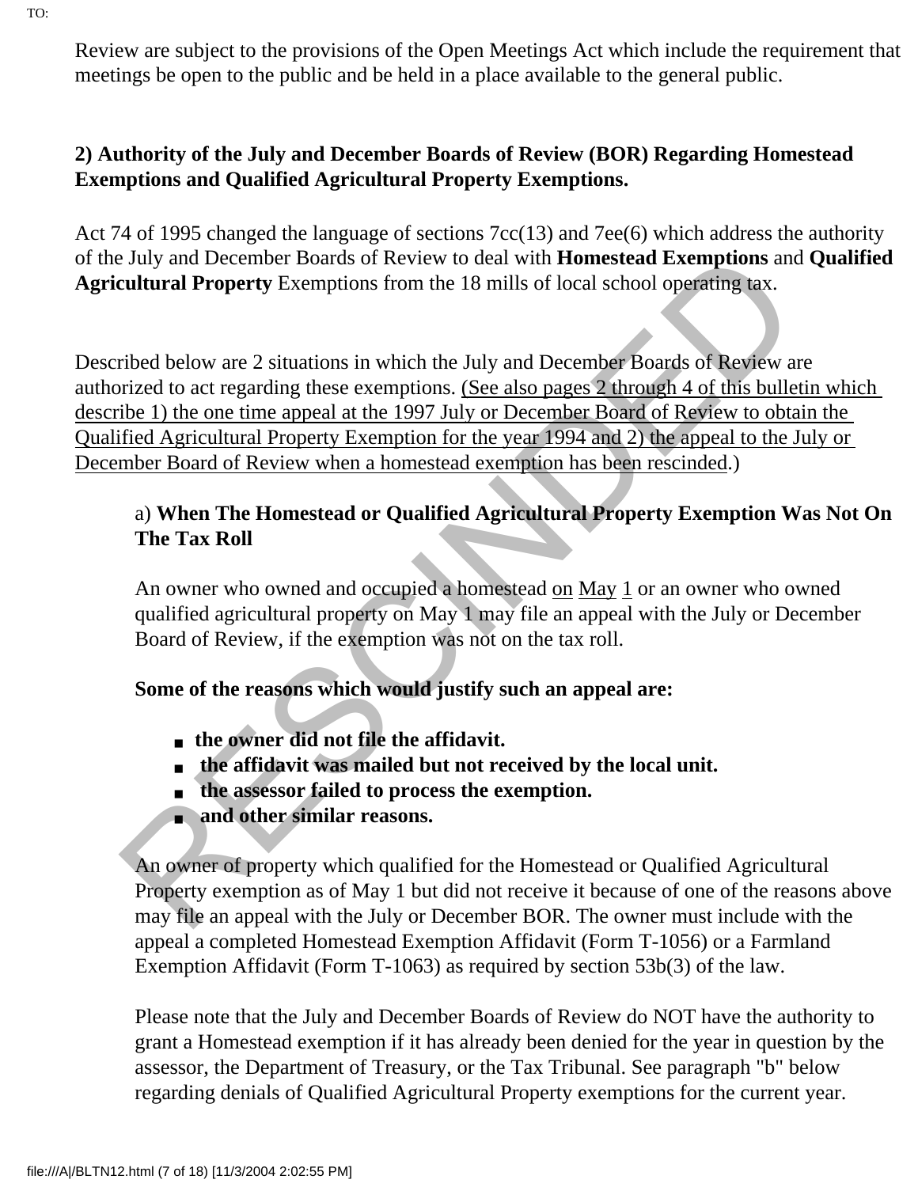Review are subject to the provisions of the Open Meetings Act which include the requirement that meetings be open to the public and be held in a place available to the general public.

**2) Authority of the July and December Boards of Review (BOR) Regarding Homestead Exemptions and Qualified Agricultural Property Exemptions.**

Act 74 of 1995 changed the language of sections 7cc(13) and 7ee(6) which address the authority of the July and December Boards of Review to deal with **Homestead Exemptions** and **Qualified Agricultural Property** Exemptions from the 18 mills of local school operating tax.

Described below are 2 situations in which the July and December Boards of Review are authorized to act regarding these exemptions. (See also pages 2 through 4 of this bulletin which describe 1) the one time appeal at the 1997 July or December Board of Review to obtain the Qualified Agricultural Property Exemption for the year 1994 and 2) the appeal to the July or December Board of Review when a homestead exemption has been rescinded.)

a) **When The Homestead or Qualified Agricultural Property Exemption Was Not On The Tax Roll**

An owner who owned and occupied a homestead on May 1 or an owner who owned qualified agricultural property on May 1 may file an appeal with the July or December Board of Review, if the exemption was not on the tax roll.

**Some of the reasons which would justify such an appeal are:**

- **the owner did not file the affidavit.**
- **the affidavit was mailed but not received by the local unit.**
- **the assessor failed to process the exemption.**
- **and other similar reasons.**

An owner of property which qualified for the Homestead or Qualified Agricultural Property exemption as of May 1 but did not receive it because of one of the reasons above may file an appeal with the July or December BOR. The owner must include with the appeal a completed Homestead Exemption Affidavit (Form T-1056) or a Farmland Exemption Affidavit (Form T-1063) as required by section 53b(3) of the law.

Please note that the July and December Boards of Review do NOT have the authority to grant a Homestead exemption if it has already been denied for the year in question by the assessor, the Department of Treasury, or the Tax Tribunal. See paragraph "b" below regarding denials of Qualified Agricultural Property exemptions for the current year.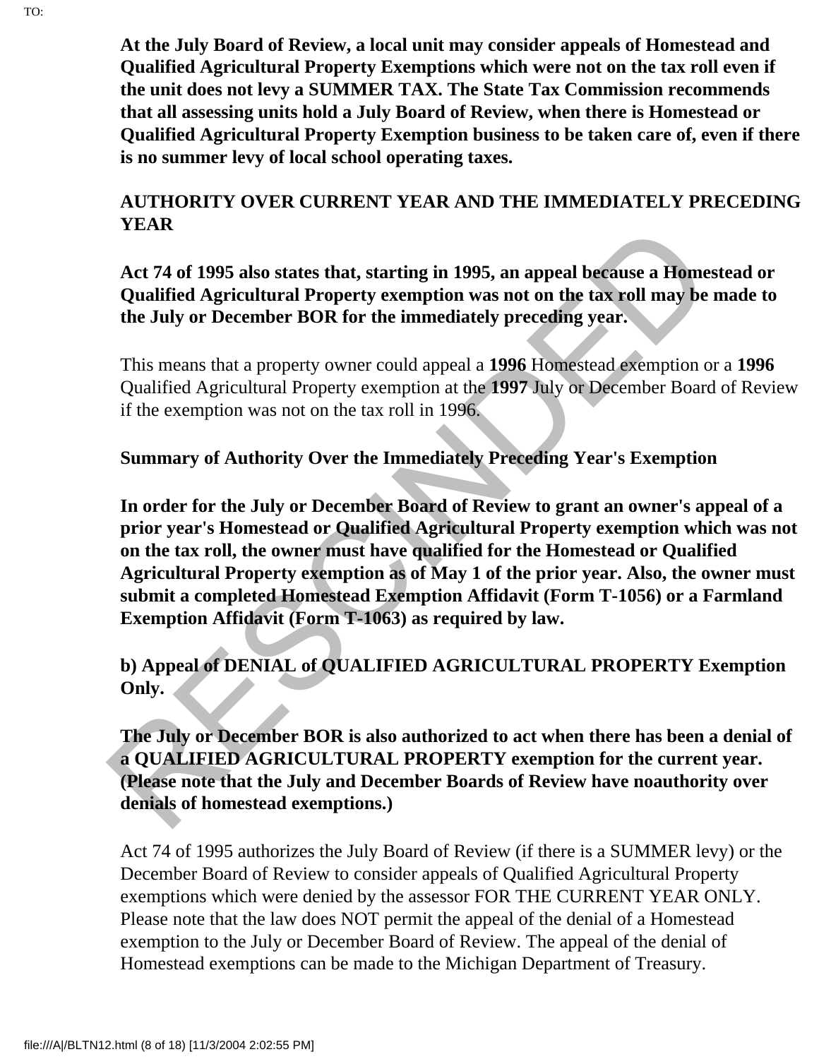**At the July Board of Review, a local unit may consider appeals of Homestead and Qualified Agricultural Property Exemptions which were not on the tax roll even if the unit does not levy a SUMMER TAX. The State Tax Commission recommends that all assessing units hold a July Board of Review, when there is Homestead or Qualified Agricultural Property Exemption business to be taken care of, even if there is no summer levy of local school operating taxes.**

**AUTHORITY OVER CURRENT YEAR AND THE IMMEDIATELY PRECEDING YEAR**

**Act 74 of 1995 also states that, starting in 1995, an appeal because a Homestead or Qualified Agricultural Property exemption was not on the tax roll may be made to the July or December BOR for the immediately preceding year.**

This means that a property owner could appeal a **1996** Homestead exemption or a **1996** Qualified Agricultural Property exemption at the **1997** July or December Board of Review if the exemption was not on the tax roll in 1996.

**Summary of Authority Over the Immediately Preceding Year's Exemption**

**In order for the July or December Board of Review to grant an owner's appeal of a prior year's Homestead or Qualified Agricultural Property exemption which was not on the tax roll, the owner must have qualified for the Homestead or Qualified Agricultural Property exemption as of May 1 of the prior year. Also, the owner must submit a completed Homestead Exemption Affidavit (Form T-1056) or a Farmland Exemption Affidavit (Form T-1063) as required by law.**

**b) Appeal of DENIAL of QUALIFIED AGRICULTURAL PROPERTY Exemption Only.**

**The July or December BOR is also authorized to act when there has been a denial of a QUALIFIED AGRICULTURAL PROPERTY exemption for the current year. (Please note that the July and December Boards of Review have noauthority over denials of homestead exemptions.)**

Act 74 of 1995 authorizes the July Board of Review (if there is a SUMMER levy) or the December Board of Review to consider appeals of Qualified Agricultural Property exemptions which were denied by the assessor FOR THE CURRENT YEAR ONLY. Please note that the law does NOT permit the appeal of the denial of a Homestead exemption to the July or December Board of Review. The appeal of the denial of Homestead exemptions can be made to the Michigan Department of Treasury.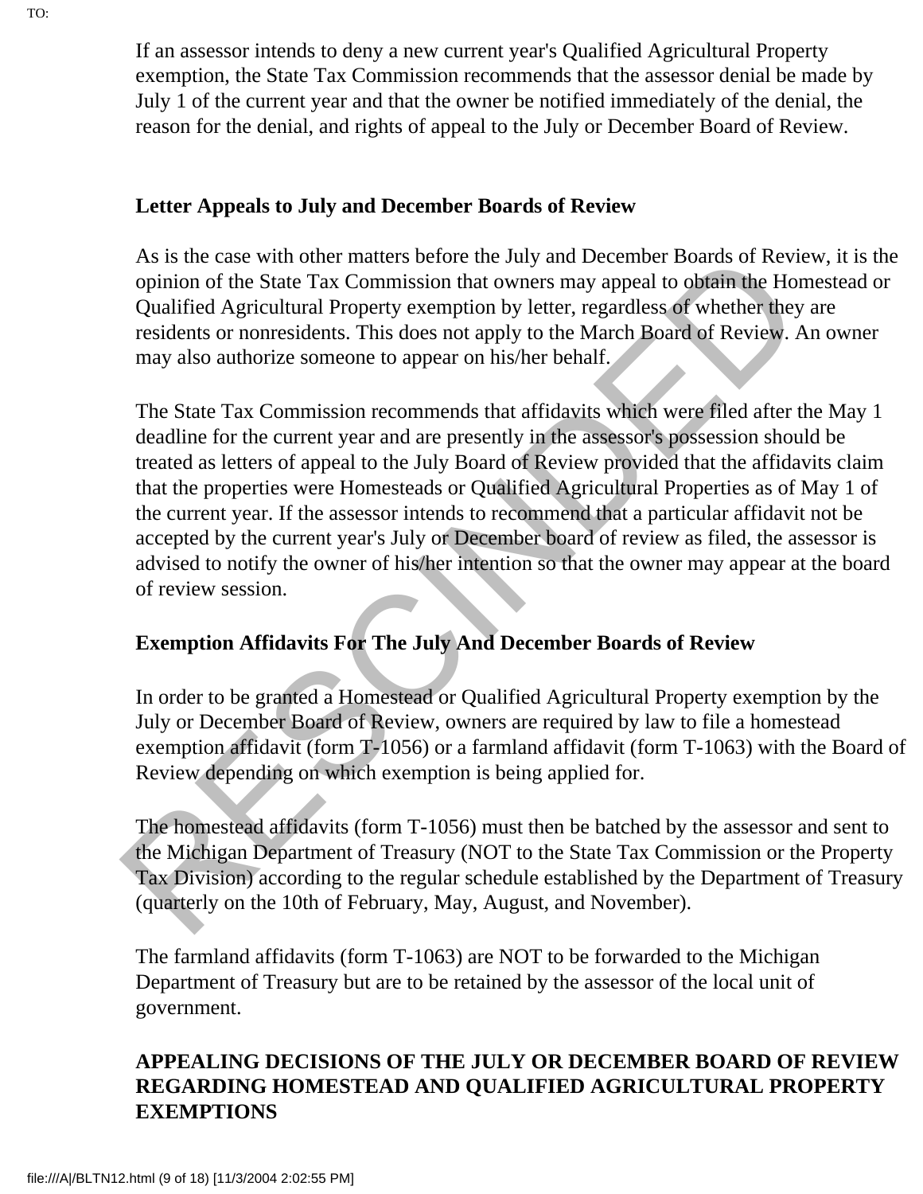If an assessor intends to deny a new current year's Qualified Agricultural Property exemption, the State Tax Commission recommends that the assessor denial be made by July 1 of the current year and that the owner be notified immediately of the denial, the reason for the denial, and rights of appeal to the July or December Board of Review.

**Letter Appeals to July and December Boards of Review**

As is the case with other matters before the July and December Boards of Review, it is the opinion of the State Tax Commission that owners may appeal to obtain the Homestead or Qualified Agricultural Property exemption by letter, regardless of whether they are residents or nonresidents. This does not apply to the March Board of Review. An owner may also authorize someone to appear on his/her behalf.

The State Tax Commission recommends that affidavits which were filed after the May 1 deadline for the current year and are presently in the assessor's possession should be treated as letters of appeal to the July Board of Review provided that the affidavits claim that the properties were Homesteads or Qualified Agricultural Properties as of May 1 of the current year. If the assessor intends to recommend that a particular affidavit not be accepted by the current year's July or December board of review as filed, the assessor is advised to notify the owner of his/her intention so that the owner may appear at the board of review session.

**Exemption Affidavits For The July And December Boards of Review**

In order to be granted a Homestead or Qualified Agricultural Property exemption by the July or December Board of Review, owners are required by law to file a homestead exemption affidavit (form T-1056) or a farmland affidavit (form T-1063) with the Board of Review depending on which exemption is being applied for.

The homestead affidavits (form T-1056) must then be batched by the assessor and sent to the Michigan Department of Treasury (NOT to the State Tax Commission or the Property Tax Division) according to the regular schedule established by the Department of Treasury (quarterly on the 10th of February, May, August, and November).

The farmland affidavits (form T-1063) are NOT to be forwarded to the Michigan Department of Treasury but are to be retained by the assessor of the local unit of government.

**APPEALING DECISIONS OF THE JULY OR DECEMBER BOARD OF REVIEW REGARDING HOMESTEAD AND QUALIFIED AGRICULTURAL PROPERTY EXEMPTIONS**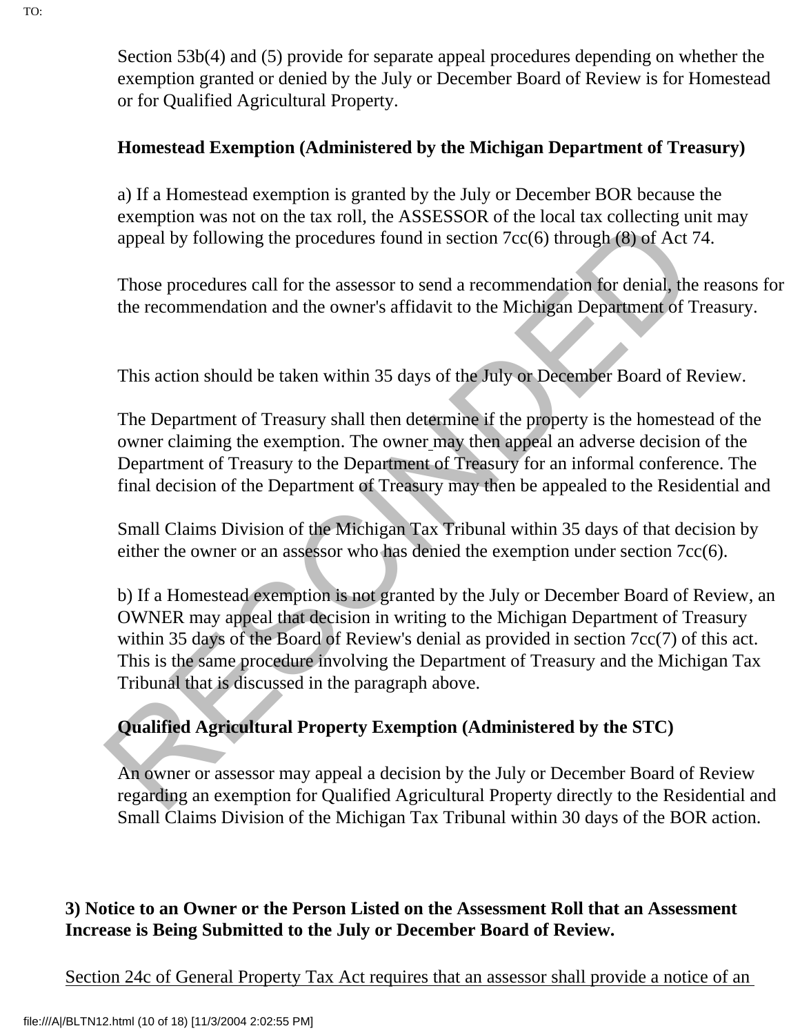Section 53b(4) and (5) provide for separate appeal procedures depending on whether the exemption granted or denied by the July or December Board of Review is for Homestead or for Qualified Agricultural Property.

**Homestead Exemption (Administered by the Michigan Department of Treasury)**

a) If a Homestead exemption is granted by the July or December BOR because the exemption was not on the tax roll, the ASSESSOR of the local tax collecting unit may appeal by following the procedures found in section 7cc(6) through (8) of Act 74.

Those procedures call for the assessor to send a recommendation for denial, the reasons for the recommendation and the owner's affidavit to the Michigan Department of Treasury.

This action should be taken within 35 days of the July or December Board of Review.

The Department of Treasury shall then determine if the property is the homestead of the owner claiming the exemption. The owner may then appeal an adverse decision of the Department of Treasury to the Department of Treasury for an informal conference. The final decision of the Department of Treasury may then be appealed to the Residential and Small Claims Division of the Michigan Tax Tribunal within 35 days of that decision by either the owner or an assessor who has denied the exemption under section 7cc(6).

b) If a Homestead exemption is not granted by the July or December Board of Review, an OWNER may appeal that decision in writing to the Michigan Department of Treasury within 35 days of the Board of Review's denial as provided in section 7cc(7) of this act. This is the same procedure involving the Department of Treasury and the Michigan Tax Tribunal that is discussed in the paragraph above.

**Qualified Agricultural Property Exemption (Administered by the STC)**

An owner or assessor may appeal a decision by the July or December Board of Review regarding an exemption for Qualified Agricultural Property directly to the Residential and Small Claims Division of the Michigan Tax Tribunal within 30 days of the BOR action.

**3) Notice to an Owner or the Person Listed on the Assessment Roll that an Assessment Increase is Being Submitted to the July or December Board of Review.**

Section 24c of General Property Tax Act requires that an assessor shall provide a notice of an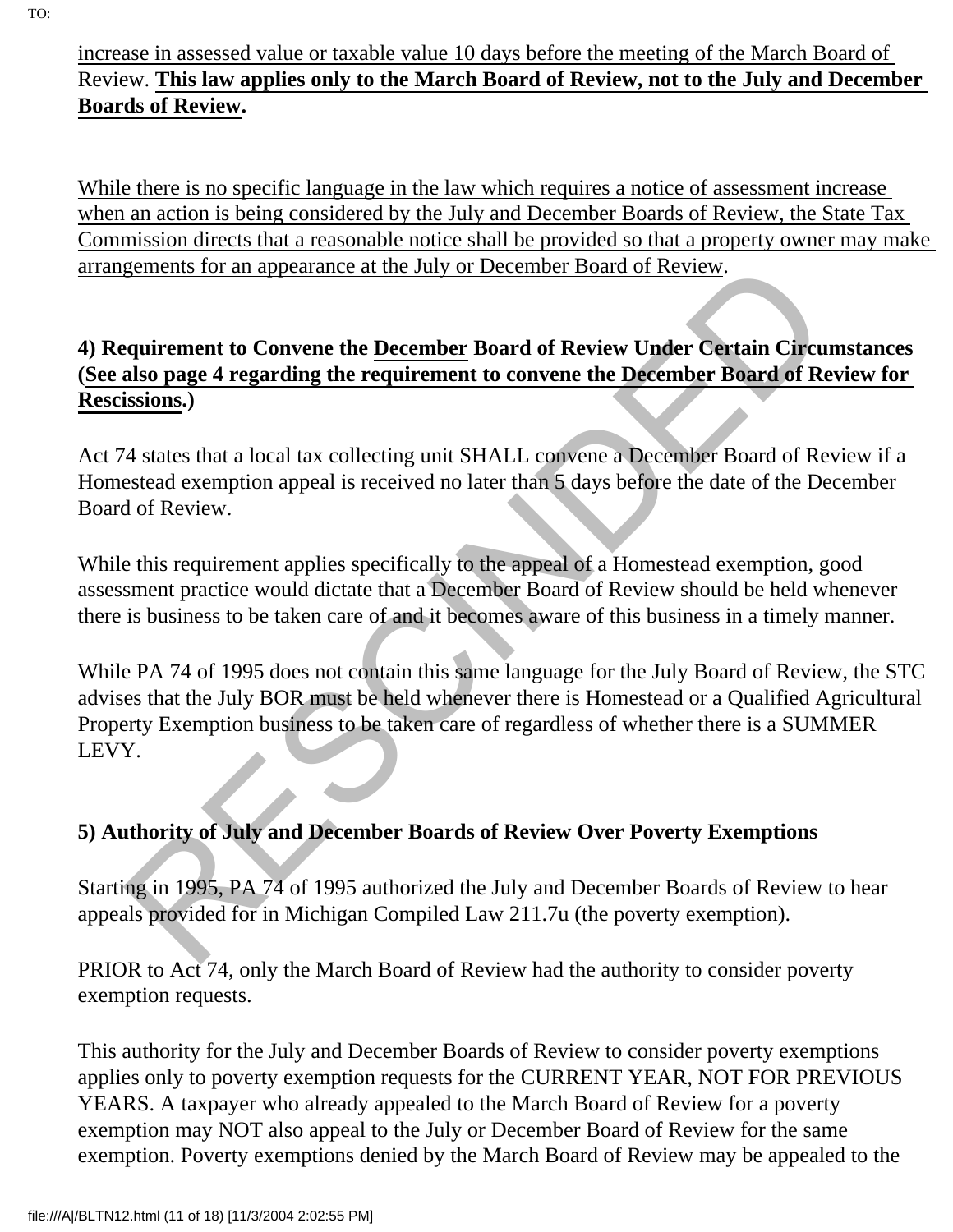increase in assessed value or taxable value 10 days before the meeting of the March Board of Review. **This law applies only to the March Board of Review, not to the July and December Boards of Review.**

While there is no specific language in the law which requires a notice of assessment increase when an action is being considered by the July and December Boards of Review, the State Tax Commission directs that a reasonable notice shall be provided so that a property owner may make arrangements for an appearance at the July or December Board of Review.

**4) Requirement to Convene the December Board of Review Under Certain Circumstances (See also page 4 regarding the requirement to convene the December Board of Review for Rescissions.)**

Act 74 states that a local tax collecting unit SHALL convene a December Board of Review if a Homestead exemption appeal is received no later than 5 days before the date of the December Board of Review.

While this requirement applies specifically to the appeal of a Homestead exemption, good assessment practice would dictate that a December Board of Review should be held whenever there is business to be taken care of and it becomes aware of this business in a timely manner.

While PA 74 of 1995 does not contain this same language for the July Board of Review, the STC advises that the July BOR must be held whenever there is Homestead or a Qualified Agricultural Property Exemption business to be taken care of regardless of whether there is a SUMMER LEVY.

**5) Authority of July and December Boards of Review Over Poverty Exemptions**

Starting in 1995, PA 74 of 1995 authorized the July and December Boards of Review to hear appeals provided for in Michigan Compiled Law 211.7u (the poverty exemption).

PRIOR to Act 74, only the March Board of Review had the authority to consider poverty exemption requests.

This authority for the July and December Boards of Review to consider poverty exemptions applies only to poverty exemption requests for the CURRENT YEAR, NOT FOR PREVIOUS YEARS. A taxpayer who already appealed to the March Board of Review for a poverty exemption may NOT also appeal to the July or December Board of Review for the same exemption. Poverty exemptions denied by the March Board of Review may be appealed to the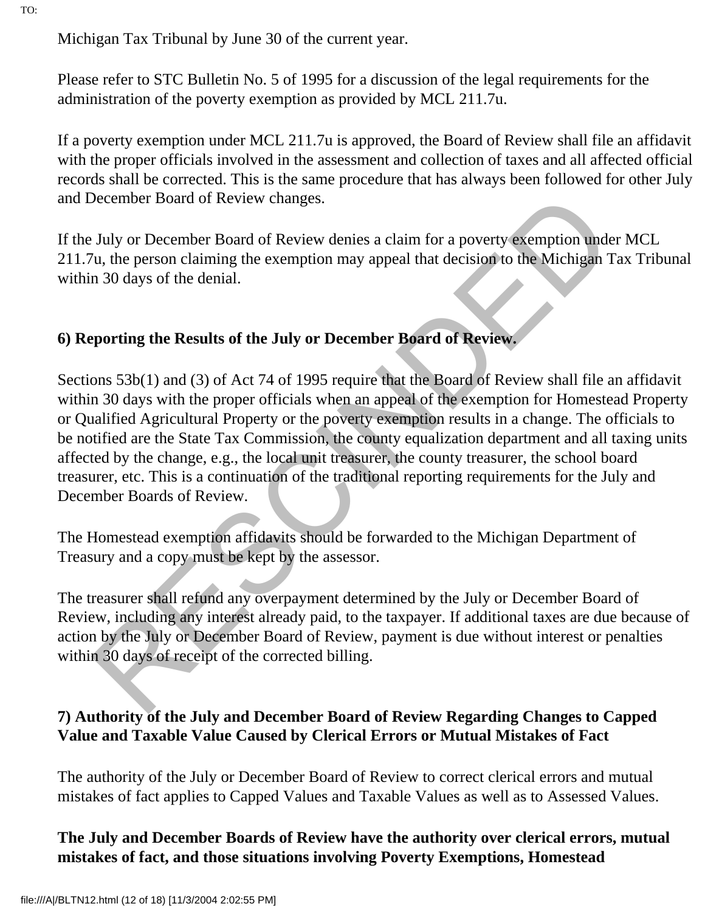Michigan Tax Tribunal by June 30 of the current year.

Please refer to STC Bulletin No. 5 of 1995 for a discussion of the legal requirements for the administration of the poverty exemption as provided by MCL 211.7u.

If a poverty exemption under MCL 211.7u is approved, the Board of Review shall file an affidavit with the proper officials involved in the assessment and collection of taxes and all affected official records shall be corrected. This is the same procedure that has always been followed for other July and December Board of Review changes.

If the July or December Board of Review denies a claim for a poverty exemption under MCL 211.7u, the person claiming the exemption may appeal that decision to the Michigan Tax Tribunal within 30 days of the denial.

**6) Reporting the Results of the July or December Board of Review.**

Sections 53b(1) and (3) of Act 74 of 1995 require that the Board of Review shall file an affidavit within 30 days with the proper officials when an appeal of the exemption for Homestead Property or Qualified Agricultural Property or the poverty exemption results in a change. The officials to be notified are the State Tax Commission, the county equalization department and all taxing units affected by the change, e.g., the local unit treasurer, the county treasurer, the school board treasurer, etc. This is a continuation of the traditional reporting requirements for the July and December Boards of Review.

The Homestead exemption affidavits should be forwarded to the Michigan Department of Treasury and a copy must be kept by the assessor.

The treasurer shall refund any overpayment determined by the July or December Board of Review, including any interest already paid, to the taxpayer. If additional taxes are due because of action by the July or December Board of Review, payment is due without interest or penalties within 30 days of receipt of the corrected billing.

**7) Authority of the July and December Board of Review Regarding Changes to Capped Value and Taxable Value Caused by Clerical Errors or Mutual Mistakes of Fact**

The authority of the July or December Board of Review to correct clerical errors and mutual mistakes of fact applies to Capped Values and Taxable Values as well as to Assessed Values.

**The July and December Boards of Review have the authority over clerical errors, mutual mistakes of fact, and those situations involving Poverty Exemptions, Homestead**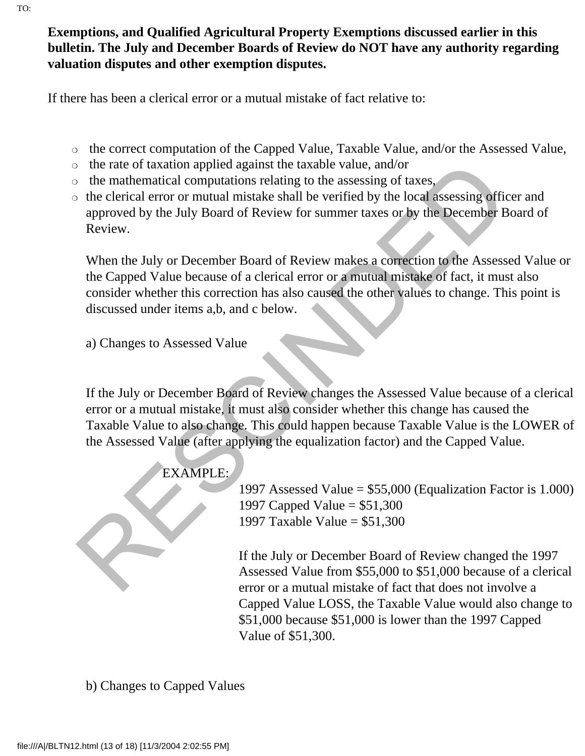**Exemptions, and Qualified Agricultural Property Exemptions discussed earlier in this bulletin. The July and December Boards of Review do NOT have any authority regarding valuation disputes and other exemption disputes.**

If there has been a clerical error or a mutual mistake of fact relative to:

- the correct computation of the Capped Value, Taxable Value, and/or the Assessed Value,
- the rate of taxation applied against the taxable value, and/or
- the mathematical computations relating to the assessing of taxes,
- the clerical error or mutual mistake shall be verified by the local assessing officer and approved by the July Board of Review for summer taxes or by the December Board of Review.

  When the July or December Board of Review makes a correction to the Assessed Value or the Capped Value because of a clerical error or a mutual mistake of fact, it must also consider whether this correction has also caused the other values to change. This point is discussed under items a,b, and c below.

  a) Changes to Assessed Value

  If the July or December Board of Review changes the Assessed Value because of a clerical error or a mutual mistake, it must also consider whether this change has caused the Taxable Value to also change. This could happen because Taxable Value is the LOWER of the Assessed Value (after applying the equalization factor) and the Capped Value.

  EXAMPLE:

  1997 Assessed Value = $55,000 (Equalization Factor is 1.000)
  1997 Capped Value = $51,300
  1997 Taxable Value = $51,300

  If the July or December Board of Review changed the 1997 Assessed Value from $55,000 to $51,000 because of a clerical error or a mutual mistake of fact that does not involve a Capped Value LOSS, the Taxable Value would also change to $51,000 because $51,000 is lower than the 1997 Capped Value of $51,300.

  b) Changes to Capped Values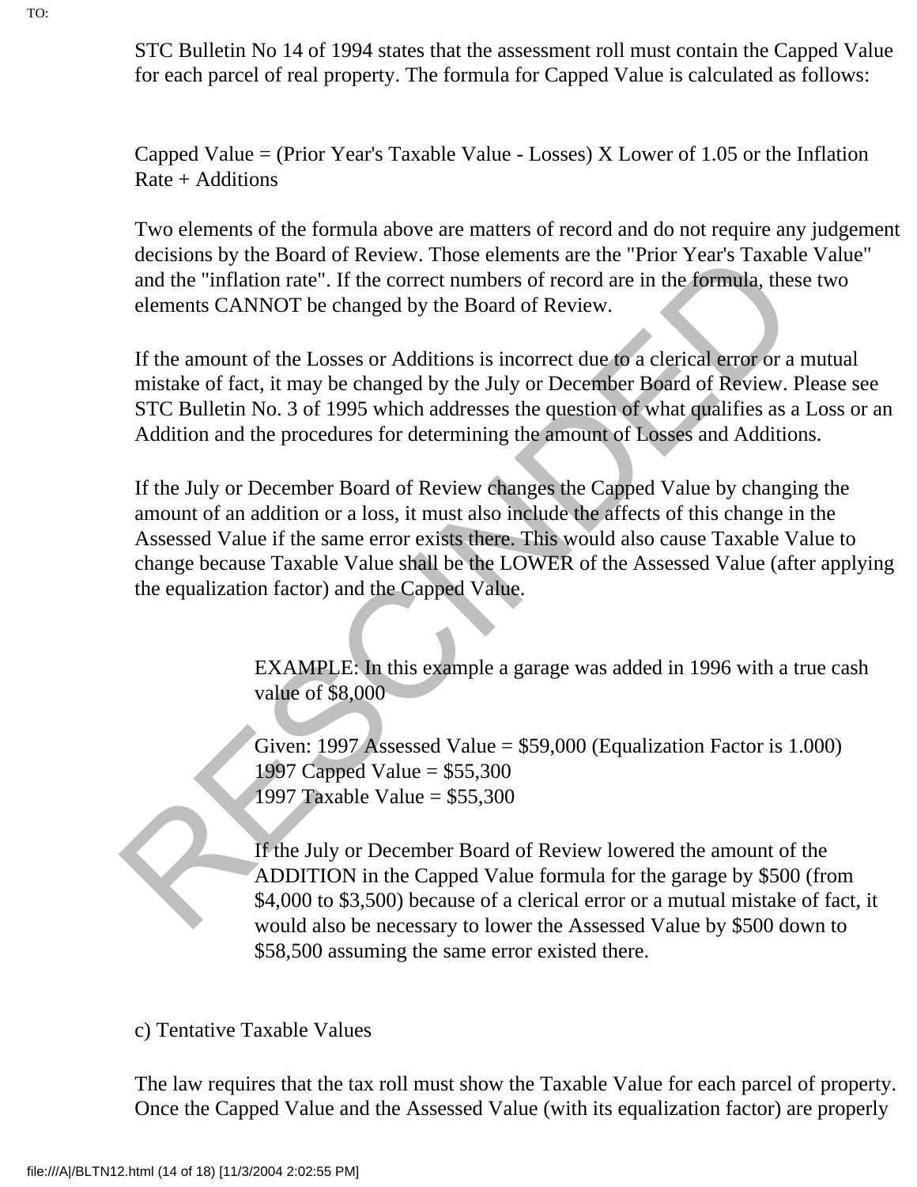STC Bulletin No 14 of 1994 states that the assessment roll must contain the Capped Value for each parcel of real property. The formula for Capped Value is calculated as follows:

Capped Value = (Prior Year's Taxable Value - Losses) X Lower of 1.05 or the Inflation Rate + Additions

Two elements of the formula above are matters of record and do not require any judgement decisions by the Board of Review. Those elements are the "Prior Year's Taxable Value" and the "inflation rate". If the correct numbers of record are in the formula, these two elements CANNOT be changed by the Board of Review.

If the amount of the Losses or Additions is incorrect due to a clerical error or a mutual mistake of fact, it may be changed by the July or December Board of Review. Please see STC Bulletin No. 3 of 1995 which addresses the question of what qualifies as a Loss or an Addition and the procedures for determining the amount of Losses and Additions.

If the July or December Board of Review changes the Capped Value by changing the amount of an addition or a loss, it must also include the affects of this change in the Assessed Value if the same error exists there. This would also cause Taxable Value to change because Taxable Value shall be the LOWER of the Assessed Value (after applying the equalization factor) and the Capped Value.

> EXAMPLE: In this example a garage was added in 1996 with a true cash value of $8,000
>
> Given: 1997 Assessed Value = $59,000 (Equalization Factor is 1.000)
> 1997 Capped Value = $55,300
> 1997 Taxable Value = $55,300
>
> If the July or December Board of Review lowered the amount of the ADDITION in the Capped Value formula for the garage by $500 (from $4,000 to $3,500) because of a clerical error or a mutual mistake of fact, it would also be necessary to lower the Assessed Value by $500 down to $58,500 assuming the same error existed there.

c) Tentative Taxable Values

The law requires that the tax roll must show the Taxable Value for each parcel of property. Once the Capped Value and the Assessed Value (with its equalization factor) are properly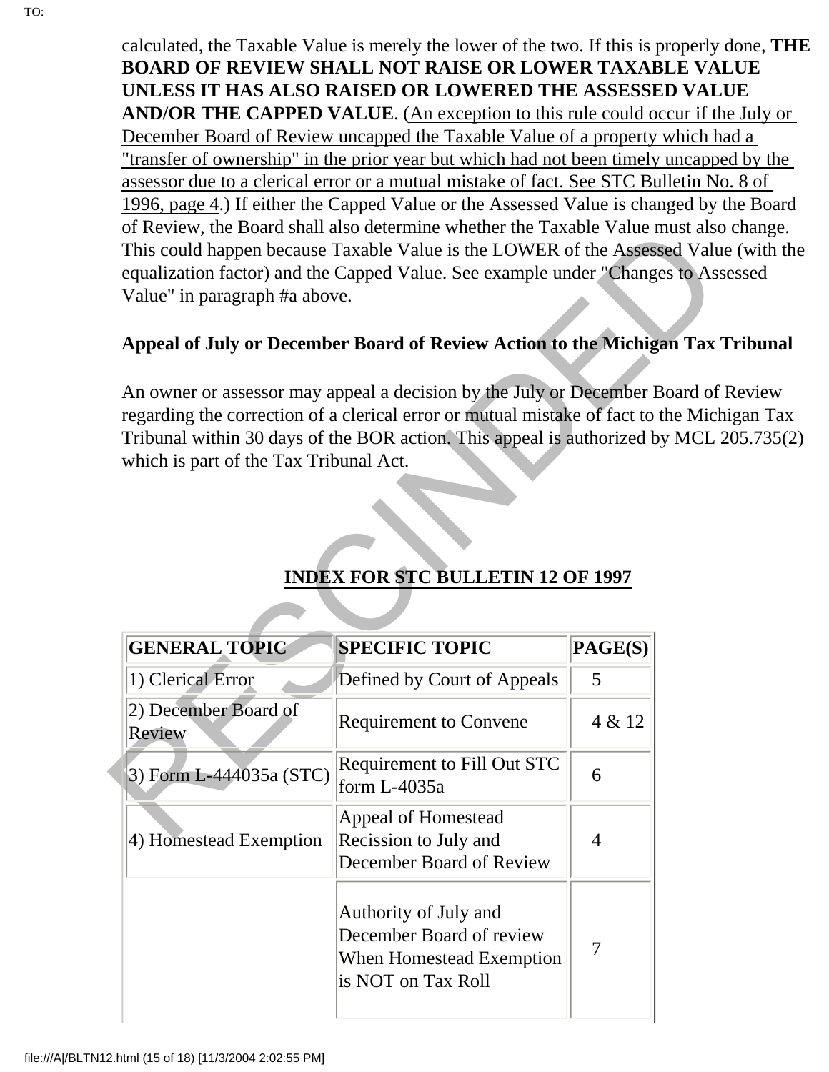calculated, the Taxable Value is merely the lower of the two. If this is properly done, **THE BOARD OF REVIEW SHALL NOT RAISE OR LOWER TAXABLE VALUE UNLESS IT HAS ALSO RAISED OR LOWERED THE ASSESSED VALUE AND/OR THE CAPPED VALUE**. (An exception to this rule could occur if the July or December Board of Review uncapped the Taxable Value of a property which had a "transfer of ownership" in the prior year but which had not been timely uncapped by the assessor due to a clerical error or a mutual mistake of fact. See STC Bulletin No. 8 of 1996, page 4.) If either the Capped Value or the Assessed Value is changed by the Board of Review, the Board shall also determine whether the Taxable Value must also change. This could happen because Taxable Value is the LOWER of the Assessed Value (with the equalization factor) and the Capped Value. See example under "Changes to Assessed Value" in paragraph #a above.

**Appeal of July or December Board of Review Action to the Michigan Tax Tribunal**

An owner or assessor may appeal a decision by the July or December Board of Review regarding the correction of a clerical error or mutual mistake of fact to the Michigan Tax Tribunal within 30 days of the BOR action. This appeal is authorized by MCL 205.735(2) which is part of the Tax Tribunal Act.

## INDEX FOR STC BULLETIN 12 OF 1997

| GENERAL TOPIC | SPECIFIC TOPIC | PAGE(S) |
|---|---|---|
| 1) Clerical Error | Defined by Court of Appeals | 5 |
| 2) December Board of Review | Requirement to Convene | 4 & 12 |
| 3) Form L-444035a (STC) | Requirement to Fill Out STC form L-4035a | 6 |
| 4) Homestead Exemption | Appeal of Homestead Recission to July and December Board of Review | 4 |
| | Authority of July and December Board of review When Homestead Exemption is NOT on Tax Roll | 7 |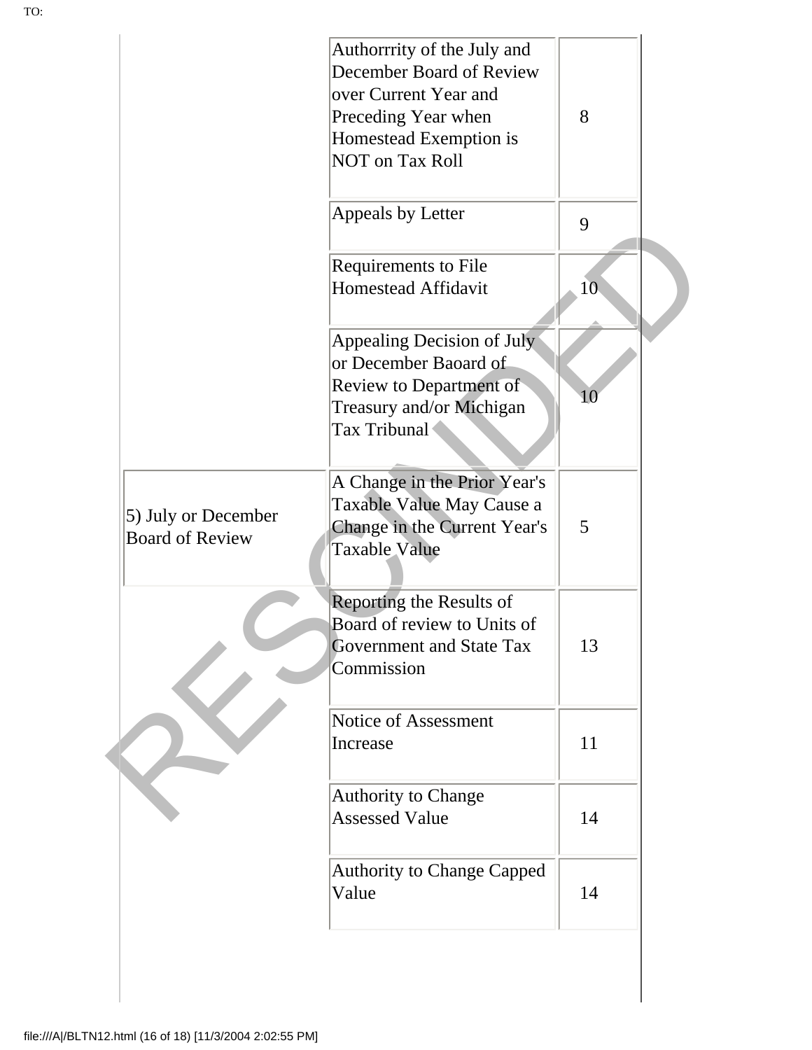TO:

| | | |
|---|---|---|
| | Authorrrity of the July and December Board of Review over Current Year and Preceding Year when Homestead Exemption is NOT on Tax Roll | 8 |
| | Appeals by Letter | 9 |
| | Requirements to File Homestead Affidavit | 10 |
| | Appealing Decision of July or December Baoard of Review to Department of Treasury and/or Michigan Tax Tribunal | 10 |
| 5) July or December Board of Review | A Change in the Prior Year's Taxable Value May Cause a Change in the Current Year's Taxable Value | 5 |
| | Reporting the Results of Board of review to Units of Government and State Tax Commission | 13 |
| | Notice of Assessment Increase | 11 |
| | Authority to Change Assessed Value | 14 |
| | Authority to Change Capped Value | 14 |

RESCINDED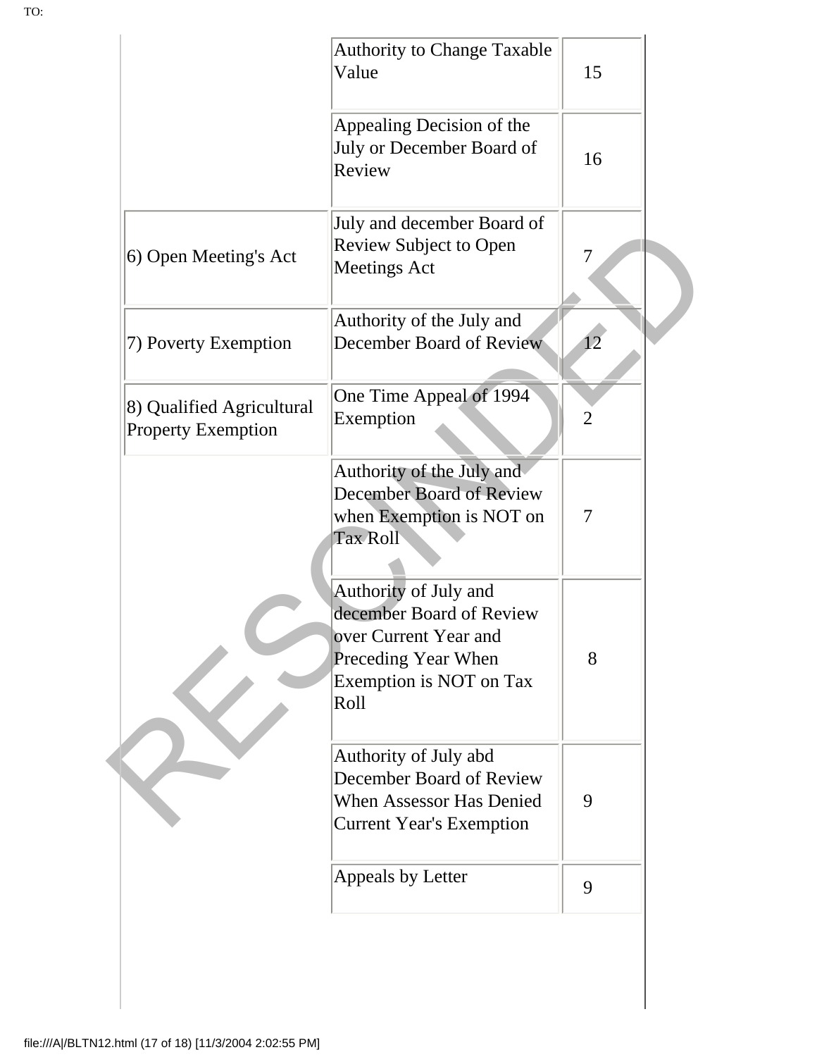| | | |
|---|---|---|
| | Authority to Change Taxable Value | 15 |
| | Appealing Decision of the July or December Board of Review | 16 |
| 6) Open Meeting's Act | July and december Board of Review Subject to Open Meetings Act | 7 |
| 7) Poverty Exemption | Authority of the July and December Board of Review | 12 |
| 8) Qualified Agricultural Property Exemption | One Time Appeal of 1994 Exemption | 2 |
| | Authority of the July and December Board of Review when Exemption is NOT on Tax Roll | 7 |
| | Authority of July and december Board of Review over Current Year and Preceding Year When Exemption is NOT on Tax Roll | 8 |
| | Authority of July abd December Board of Review When Assessor Has Denied Current Year's Exemption | 9 |
| | Appeals by Letter | 9 |

RESCINDED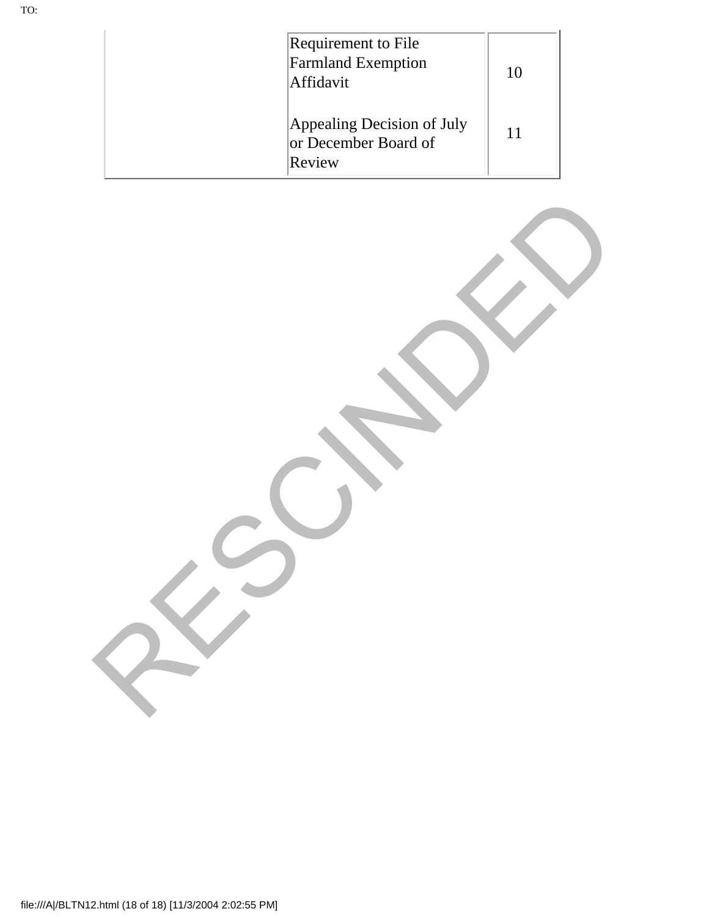| | | |
|---|---|---|
| | Requirement to File Farmland Exemption Affidavit | 10 |
| | Appealing Decision of July or December Board of Review | 11 |

RESCINDED